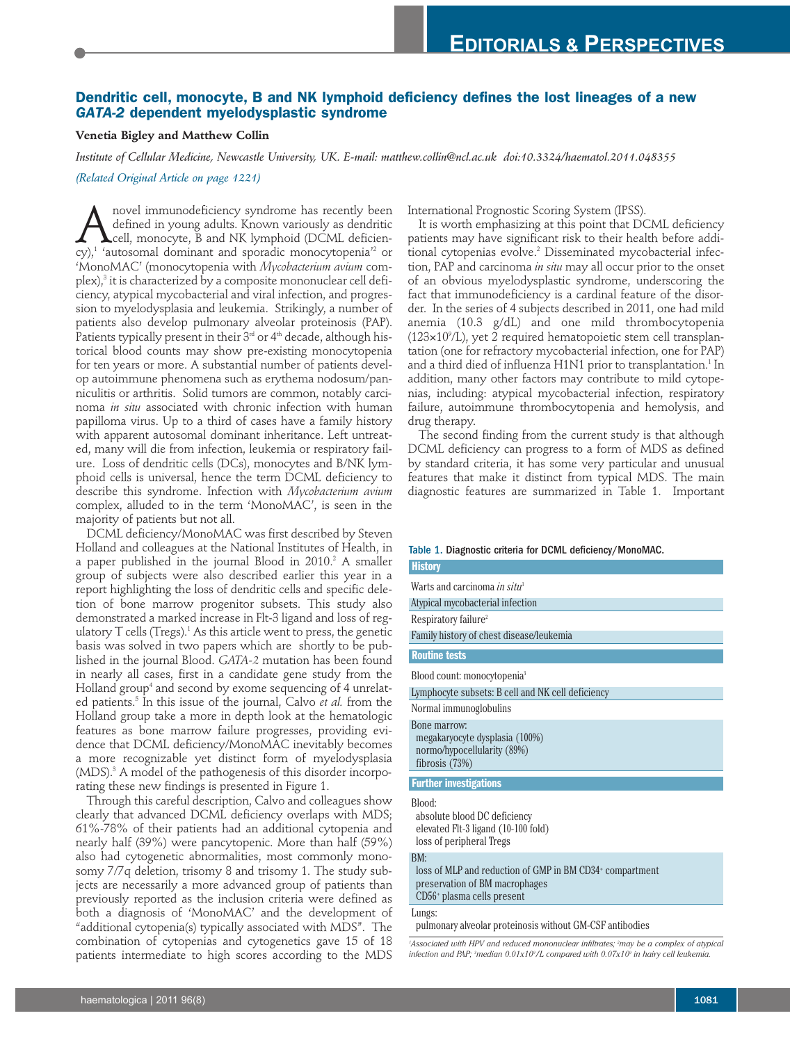# Dendritic cell, monocyte, B and NK lymphoid deficiency defines the lost lineages of a new *GATA-2* dependent myelodysplastic syndrome

**Venetia Bigley and Matthew Collin**

*Institute of Cellular Medicine, Newcastle University, UK. E-mail: matthew.collin@ncl.ac.uk doi:10.3324/haematol.2011.048355*

*(Related Original Article on page 1221)*

A novel immunodeficiency syndrome has recently been defined in young adults. Known variously as dendritic cell, monocyte, B and NK lymphoid (DCML deficiency),[1] 'autosomal dominant and sporadic monocytopenia'[2] or 'MonoMAC' (monocytopenia with *Mycobacterium avium* complex),[3] it is characterized by a composite mononuclear cell deficiency, atypical mycobacterial and viral infection, and progression to myelodysplasia and leukemia. Strikingly, a number of patients also develop pulmonary alveolar proteinosis (PAP). Patients typically present in their 3rd or 4th decade, although historical blood counts may show pre-existing monocytopenia for ten years or more. A substantial number of patients develop autoimmune phenomena such as erythema nodosum/panniculitis or arthritis. Solid tumors are common, notably carcinoma *in situ* associated with chronic infection with human papilloma virus. Up to a third of cases have a family history with apparent autosomal dominant inheritance. Left untreated, many will die from infection, leukemia or respiratory failure. Loss of dendritic cells (DCs), monocytes and B/NK lymphoid cells is universal, hence the term DCML deficiency to describe this syndrome. Infection with *Mycobacterium avium* complex, alluded to in the term 'MonoMAC', is seen in the majority of patients but not all.

DCML deficiency/MonoMAC was first described by Steven Holland and colleagues at the National Institutes of Health, in a paper published in the journal Blood in 2010.[2] A smaller group of subjects were also described earlier this year in a report highlighting the loss of dendritic cells and specific deletion of bone marrow progenitor subsets. This study also demonstrated a marked increase in Flt-3 ligand and loss of regulatory T cells (Tregs).[1] As this article went to press, the genetic basis was solved in two papers which are shortly to be published in the journal Blood. *GATA-2* mutation has been found in nearly all cases, first in a candidate gene study from the Holland group[4] and second by exome sequencing of 4 unrelated patients.[5] In this issue of the journal, Calvo *et al.* from the Holland group take a more in depth look at the hematologic features as bone marrow failure progresses, providing evidence that DCML deficiency/MonoMAC inevitably becomes a more recognizable yet distinct form of myelodysplasia (MDS).[3] A model of the pathogenesis of this disorder incorporating these new findings is presented in Figure 1.

Through this careful description, Calvo and colleagues show clearly that advanced DCML deficiency overlaps with MDS; 61%-78% of their patients had an additional cytopenia and nearly half (39%) were pancytopenic. More than half (59%) also had cytogenetic abnormalities, most commonly monosomy 7/7q deletion, trisomy 8 and trisomy 1. The study subjects are necessarily a more advanced group of patients than previously reported as the inclusion criteria were defined as both a diagnosis of 'MonoMAC' and the development of "additional cytopenia(s) typically associated with MDS". The combination of cytopenias and cytogenetics gave 15 of 18 patients intermediate to high scores according to the MDS International Prognostic Scoring System (IPSS).

It is worth emphasizing at this point that DCML deficiency patients may have significant risk to their health before additional cytopenias evolve.[2] Disseminated mycobacterial infection, PAP and carcinoma *in situ* may all occur prior to the onset of an obvious myelodysplastic syndrome, underscoring the fact that immunodeficiency is a cardinal feature of the disorder. In the series of 4 subjects described in 2011, one had mild anemia (10.3 g/dL) and one mild thrombocytopenia ($123\times10^9$/L), yet 2 required hematopoietic stem cell transplantation (one for refractory mycobacterial infection, one for PAP) and a third died of influenza H1N1 prior to transplantation.[1] In addition, many other factors may contribute to mild cytopenias, including: atypical mycobacterial infection, respiratory failure, autoimmune thrombocytopenia and hemolysis, and drug therapy.

The second finding from the current study is that although DCML deficiency can progress to a form of MDS as defined by standard criteria, it has some very particular and unusual features that make it distinct from typical MDS. The main diagnostic features are summarized in Table 1. Important

Table 1. Diagnostic criteria for DCML deficiency/MonoMAC.

| **History** |
|---|
| Warts and carcinoma *in situ*[1] |
| Atypical mycobacterial infection |
| Respiratory failure[2] |
| Family history of chest disease/leukemia |
| **Routine tests** |
| Blood count: monocytopenia[3] |
| Lymphocyte subsets: B cell and NK cell deficiency |
| Normal immunoglobulins |
| Bone marrow: megakaryocyte dysplasia (100%); normo/hypocellularity (89%); fibrosis (73%) |
| **Further investigations** |
| Blood: absolute blood DC deficiency; elevated Flt-3 ligand (10-100 fold); loss of peripheral Tregs |
| BM: loss of MLP and reduction of GMP in BM CD34+ compartment; preservation of BM macrophages; CD56+ plasma cells present |
| Lungs: pulmonary alveolar proteinosis without GM-CSF antibodies |

*[1]Associated with HPV and reduced mononuclear infiltrates; [2]may be a complex of atypical infection and PAP; [3]median $0.01\times10^9$/L compared with $0.07\times10^9$ in hairy cell leukemia.*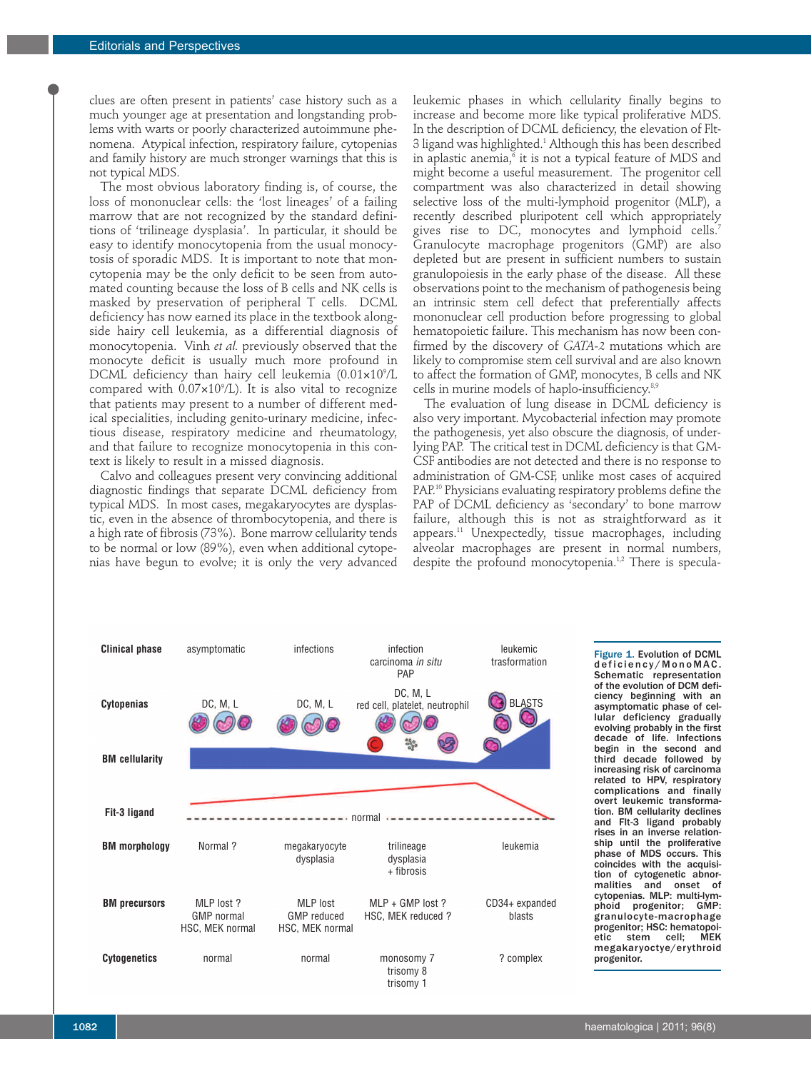clues are often present in patients' case history such as a much younger age at presentation and longstanding problems with warts or poorly characterized autoimmune phenomena. Atypical infection, respiratory failure, cytopenias and family history are much stronger warnings that this is not typical MDS.

The most obvious laboratory finding is, of course, the loss of mononuclear cells: the 'lost lineages' of a failing marrow that are not recognized by the standard definitions of 'trilineage dysplasia'. In particular, it should be easy to identify monocytopenia from the usual monocytosis of sporadic MDS. It is important to note that moncytopenia may be the only deficit to be seen from automated counting because the loss of B cells and NK cells is masked by preservation of peripheral T cells. DCML deficiency has now earned its place in the textbook alongside hairy cell leukemia, as a differential diagnosis of monocytopenia. Vinh *et al.* previously observed that the monocyte deficit is usually much more profound in DCML deficiency than hairy cell leukemia ($0.01\times10^9$/L compared with $0.07\times10^9$/L). It is also vital to recognize that patients may present to a number of different medical specialities, including genito-urinary medicine, infectious disease, respiratory medicine and rheumatology, and that failure to recognize monocytopenia in this context is likely to result in a missed diagnosis.

Calvo and colleagues present very convincing additional diagnostic findings that separate DCML deficiency from typical MDS. In most cases, megakaryocytes are dysplastic, even in the absence of thrombocytopenia, and there is a high rate of fibrosis (73%). Bone marrow cellularity tends to be normal or low (89%), even when additional cytopenias have begun to evolve; it is only the very advanced leukemic phases in which cellularity finally begins to increase and become more like typical proliferative MDS. In the description of DCML deficiency, the elevation of Flt-3 ligand was highlighted.[1] Although this has been described in aplastic anemia,[6] it is not a typical feature of MDS and might become a useful measurement. The progenitor cell compartment was also characterized in detail showing selective loss of the multi-lymphoid progenitor (MLP), a recently described pluripotent cell which appropriately gives rise to DC, monocytes and lymphoid cells.[7] Granulocyte macrophage progenitors (GMP) are also depleted but are present in sufficient numbers to sustain granulopoiesis in the early phase of the disease. All these observations point to the mechanism of pathogenesis being an intrinsic stem cell defect that preferentially affects mononuclear cell production before progressing to global hematopoietic failure. This mechanism has now been confirmed by the discovery of *GATA-2* mutations which are likely to compromise stem cell survival and are also known to affect the formation of GMP, monocytes, B cells and NK cells in murine models of haplo-insufficiency.[8,9]

The evaluation of lung disease in DCML deficiency is also very important. Mycobacterial infection may promote the pathogenesis, yet also obscure the diagnosis, of underlying PAP. The critical test in DCML deficiency is that GM-CSF antibodies are not detected and there is no response to administration of GM-CSF, unlike most cases of acquired PAP.[10] Physicians evaluating respiratory problems define the PAP of DCML deficiency as 'secondary' to bone marrow failure, although this is not as straightforward as it appears.[11] Unexpectedly, tissue macrophages, including alveolar macrophages are present in normal numbers, despite the profound monocytopenia.[1,2] There is specula-

| Clinical phase | asymptomatic | infections | infection<br>carcinoma *in situ*<br>PAP | leukemic<br>trasformation |
|---|---|---|---|---|
| Cytopenias | DC, M, L | DC, M, L | DC, M, L<br>red cell, platelet, neutrophil | BLASTS |
| BM cellularity | | | | |
| Fit-3 ligand | normal | | | |
| BM morphology | Normal ? | megakaryocyte<br>dysplasia | trilineage<br>dysplasia<br>+ fibrosis | leukemia |
| BM precursors | MLP lost ?<br>GMP normal<br>HSC, MEK normal | MLP lost<br>GMP reduced<br>HSC, MEK normal | MLP + GMP lost ?<br>HSC, MEK reduced ? | CD34+ expanded<br>blasts |
| Cytogenetics | normal | normal | monosomy 7<br>trisomy 8<br>trisomy 1 | ? complex |

**Figure 1. Evolution of DCML deficiency/MonoMAC.** Schematic representation of the evolution of DCM deficiency beginning with an asymptomatic phase of cellular deficiency gradually evolving probably in the first decade of life. Infections begin in the second and third decade followed by increasing risk of carcinoma related to HPV, respiratory complications and finally overt leukemic transformation. BM cellularity declines and Flt-3 ligand probably rises in an inverse relationship until the proliferative phase of MDS occurs. This coincides with the acquisition of cytogenetic abnormalities and onset of cytopenias. MLP: multi-lymphoid progenitor; GMP: granulocyte-macrophage progenitor; HSC: hematopoietic stem cell; MEK megakaryoctye/erythroid progenitor.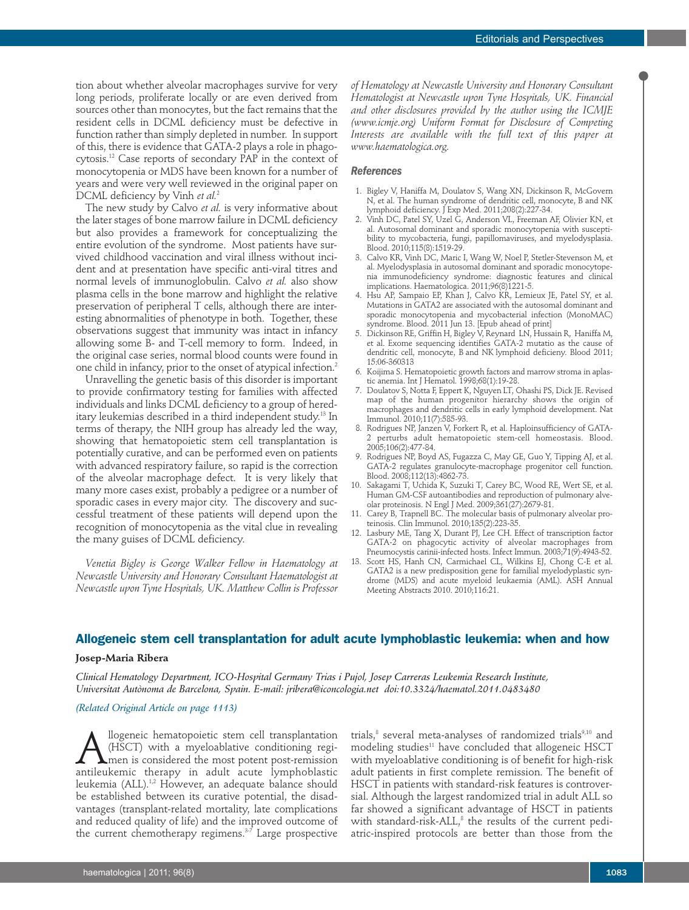tion about whether alveolar macrophages survive for very long periods, proliferate locally or are even derived from sources other than monocytes, but the fact remains that the resident cells in DCML deficiency must be defective in function rather than simply depleted in number. In support of this, there is evidence that GATA-2 plays a role in phagocytosis.[12] Case reports of secondary PAP in the context of monocytopenia or MDS have been known for a number of years and were very well reviewed in the original paper on DCML deficiency by Vinh *et al.*[2]

The new study by Calvo *et al.* is very informative about the later stages of bone marrow failure in DCML deficiency but also provides a framework for conceptualizing the entire evolution of the syndrome. Most patients have survived childhood vaccination and viral illness without incident and at presentation have specific anti-viral titres and normal levels of immunoglobulin. Calvo *et al.* also show plasma cells in the bone marrow and highlight the relative preservation of peripheral T cells, although there are interesting abnormalities of phenotype in both. Together, these observations suggest that immunity was intact in infancy allowing some B- and T-cell memory to form. Indeed, in the original case series, normal blood counts were found in one child in infancy, prior to the onset of atypical infection.[2]

Unravelling the genetic basis of this disorder is important to provide confirmatory testing for families with affected individuals and links DCML deficiency to a group of hereditary leukemias described in a third independent study.[13] In terms of therapy, the NIH group has already led the way, showing that hematopoietic stem cell transplantation is potentially curative, and can be performed even on patients with advanced respiratory failure, so rapid is the correction of the alveolar macrophage defect. It is very likely that many more cases exist, probably a pedigree or a number of sporadic cases in every major city. The discovery and successful treatment of these patients will depend upon the recognition of monocytopenia as the vital clue in revealing the many guises of DCML deficiency.

*Venetia Bigley is George Walker Fellow in Haematology at Newcastle University and Honorary Consultant Haematologist at Newcastle upon Tyne Hospitals, UK. Matthew Collin is Professor of Hematology at Newcastle University and Honorary Consultant Hematologist at Newcastle upon Tyne Hospitals, UK. Financial and other disclosures provided by the author using the ICMJE (www.icmje.org) Uniform Format for Disclosure of Competing Interests are available with the full text of this paper at www.haematologica.org.*

### References

1. Bigley V, Haniffa M, Doulatov S, Wang XN, Dickinson R, McGovern N, et al. The human syndrome of dendritic cell, monocyte, B and NK lymphoid deficiency. J Exp Med. 2011;208(2):227-34.
2. Vinh DC, Patel SY, Uzel G, Anderson VL, Freeman AF, Olivier KN, et al. Autosomal dominant and sporadic monocytopenia with susceptibility to mycobacteria, fungi, papillomaviruses, and myelodysplasia. Blood. 2010;115(8):1519-29.
3. Calvo KR, Vinh DC, Maric I, Wang W, Noel P, Stetler-Stevenson M, et al. Myelodysplasia in autosomal dominant and sporadic monocytopenia immunodeficiency syndrome: diagnostic features and clinical implications. Haematologica. 2011;96(8)1221-5.
4. Hsu AP, Sampaio EP, Khan J, Calvo KR, Lemieux JE, Patel SY, et al. Mutations in GATA2 are associated with the autosomal dominant and sporadic monocytopenia and mycobacterial infection (MonoMAC) syndrome. Blood. 2011 Jun 13. [Epub ahead of print]
5. Dickinson RE, Griffin H, Bigley V, Reynard LN, Hussain R, Haniffa M, et al. Exome sequencing identifies GATA-2 mutatio as the cause of dendritic cell, monocyte, B and NK lymphoid deficieny. Blood 2011; 15:06-360313
6. Koijima S. Hematopoietic growth factors and marrow stroma in aplastic anemia. Int J Hematol. 1998;68(1):19-28.
7. Doulatov S, Notta F, Eppert K, Nguyen LT, Ohashi PS, Dick JE. Revised map of the human progenitor hierarchy shows the origin of macrophages and dendritic cells in early lymphoid development. Nat Immunol. 2010;11(7):585-93.
8. Rodrigues NP, Janzen V, Forkert R, et al. Haploinsufficiency of GATA-2 perturbs adult hematopoietic stem-cell homeostasis. Blood. 2005;106(2):477-84.
9. Rodrigues NP, Boyd AS, Fugazza C, May GE, Guo Y, Tipping AJ, et al. GATA-2 regulates granulocyte-macrophage progenitor cell function. Blood. 2008;112(13):4862-73.
10. Sakagami T, Uchida K, Suzuki T, Carey BC, Wood RE, Wert SE, et al. Human GM-CSF autoantibodies and reproduction of pulmonary alveolar proteinosis. N Engl J Med. 2009;361(27):2679-81.
11. Carey B, Trapnell BC. The molecular basis of pulmonary alveolar proteinosis. Clin Immunol. 2010;135(2):223-35.
12. Lasbury ME, Tang X, Durant PJ, Lee CH. Effect of transcription factor GATA-2 on phagocytic activity of alveolar macrophages from Pneumocystis carinii-infected hosts. Infect Immun. 2003;71(9):4943-52.
13. Scott HS, Hanh CN, Carmichael CL, Wilkins EJ, Chong C-E et al. GATA2 is a new predisposition gene for familial myelodysplastic syndrome (MDS) and acute myeloid leukaemia (AML). ASH Annual Meeting Abstracts 2010. 2010;116:21.

## Allogeneic stem cell transplantation for adult acute lymphoblastic leukemia: when and how

**Josep-Maria Ribera**

*Clinical Hematology Department, ICO-Hospital Germany Trias i Pujol, Josep Carreras Leukemia Research Institute, Universitat Autònoma de Barcelona, Spain. E-mail: jribera@iconcologia.net doi:10.3324/haematol.2011.0483480*

*(Related Original Article on page 1113)*

Allogeneic hematopoietic stem cell transplantation (HSCT) with a myeloablative conditioning regimen is considered the most potent post-remission antileukemic therapy in adult acute lymphoblastic leukemia (ALL).[1,2] However, an adequate balance should be established between its curative potential, the disadvantages (transplant-related mortality, late complications and reduced quality of life) and the improved outcome of the current chemotherapy regimens.[3-7] Large prospective trials,[8] several meta-analyses of randomized trials[9,10] and modeling studies[11] have concluded that allogeneic HSCT with myeloablative conditioning is of benefit for high-risk adult patients in first complete remission. The benefit of HSCT in patients with standard-risk features is controversial. Although the largest randomized trial in adult ALL so far showed a significant advantage of HSCT in patients with standard-risk-ALL,[8] the results of the current pediatric-inspired protocols are better than those from the